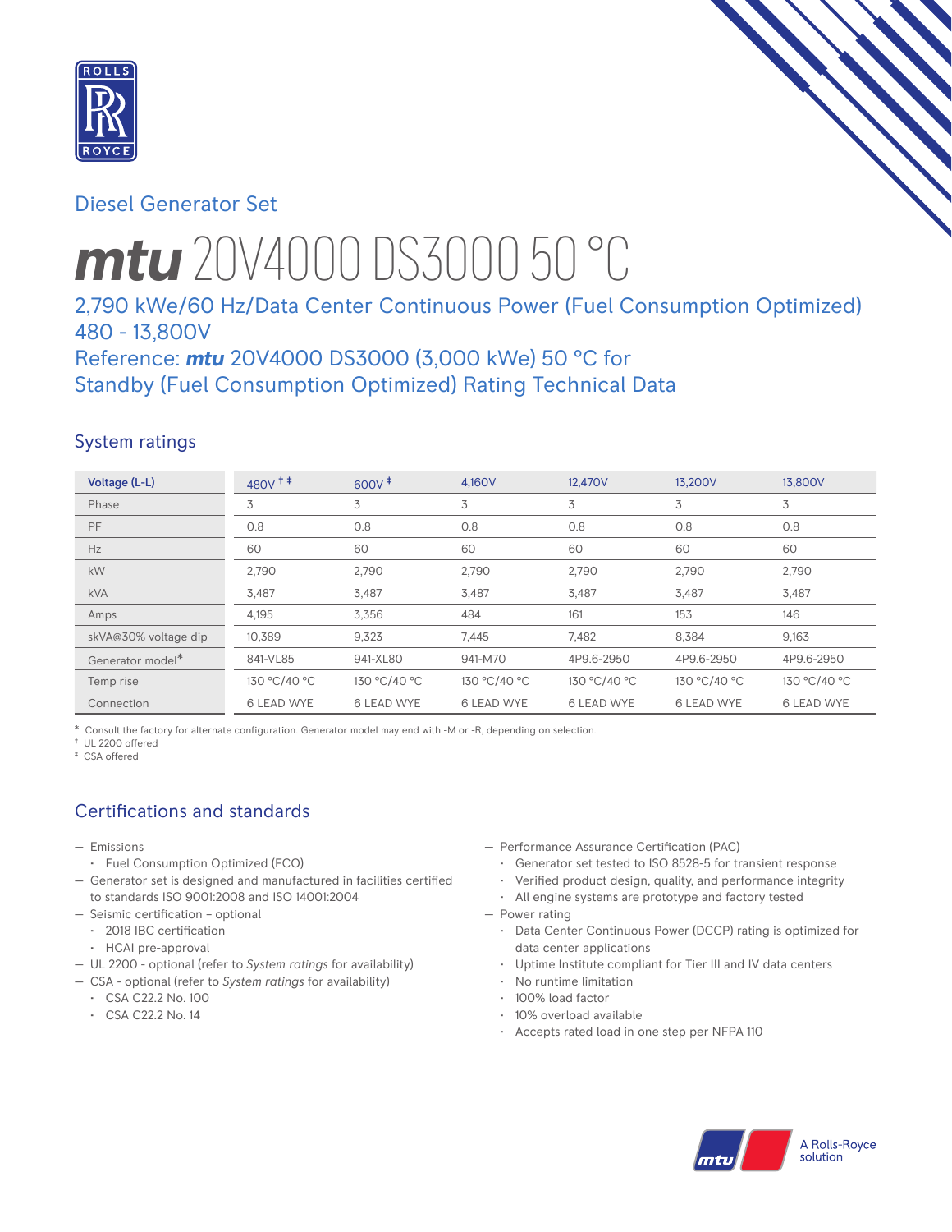Diesel Generator Set

# mtu 20V4000 DS3000 50 °C

## 2,790 kWe/60 Hz/Data Center Continuous Power (Fuel Consumption Optimized)
## 480 - 13,800V
## Reference: mtu 20V4000 DS3000 (3,000 kWe) 50 °C for Standby (Fuel Consumption Optimized) Rating Technical Data

## System ratings

| Voltage (L-L) | 480V †‡ | 600V ‡ | 4,160V | 12,470V | 13,200V | 13,800V |
|---|---|---|---|---|---|---|
| Phase | 3 | 3 | 3 | 3 | 3 | 3 |
| PF | 0.8 | 0.8 | 0.8 | 0.8 | 0.8 | 0.8 |
| Hz | 60 | 60 | 60 | 60 | 60 | 60 |
| kW | 2,790 | 2,790 | 2,790 | 2,790 | 2,790 | 2,790 |
| kVA | 3,487 | 3,487 | 3,487 | 3,487 | 3,487 | 3,487 |
| Amps | 4,195 | 3,356 | 484 | 161 | 153 | 146 |
| skVA@30% voltage dip | 10,389 | 9,323 | 7,445 | 7,482 | 8,384 | 9,163 |
| Generator model* | 841-VL85 | 941-XL80 | 941-M70 | 4P9.6-2950 | 4P9.6-2950 | 4P9.6-2950 |
| Temp rise | 130 °C/40 °C | 130 °C/40 °C | 130 °C/40 °C | 130 °C/40 °C | 130 °C/40 °C | 130 °C/40 °C |
| Connection | 6 LEAD WYE | 6 LEAD WYE | 6 LEAD WYE | 6 LEAD WYE | 6 LEAD WYE | 6 LEAD WYE |

\* Consult the factory for alternate configuration. Generator model may end with -M or -R, depending on selection.
† UL 2200 offered
‡ CSA offered

## Certifications and standards

- Emissions
  - Fuel Consumption Optimized (FCO)
- Generator set is designed and manufactured in facilities certified to standards ISO 9001:2008 and ISO 14001:2004
- Seismic certification – optional
  - 2018 IBC certification
  - HCAI pre-approval
- UL 2200 - optional (refer to *System ratings* for availability)
- CSA - optional (refer to *System ratings* for availability)
  - CSA C22.2 No. 100
  - CSA C22.2 No. 14
- Performance Assurance Certification (PAC)
  - Generator set tested to ISO 8528-5 for transient response
  - Verified product design, quality, and performance integrity
  - All engine systems are prototype and factory tested
- Power rating
  - Data Center Continuous Power (DCCP) rating is optimized for data center applications
  - Uptime Institute compliant for Tier III and IV data centers
  - No runtime limitation
  - 100% load factor
  - 10% overload available
  - Accepts rated load in one step per NFPA 110

A Rolls-Royce solution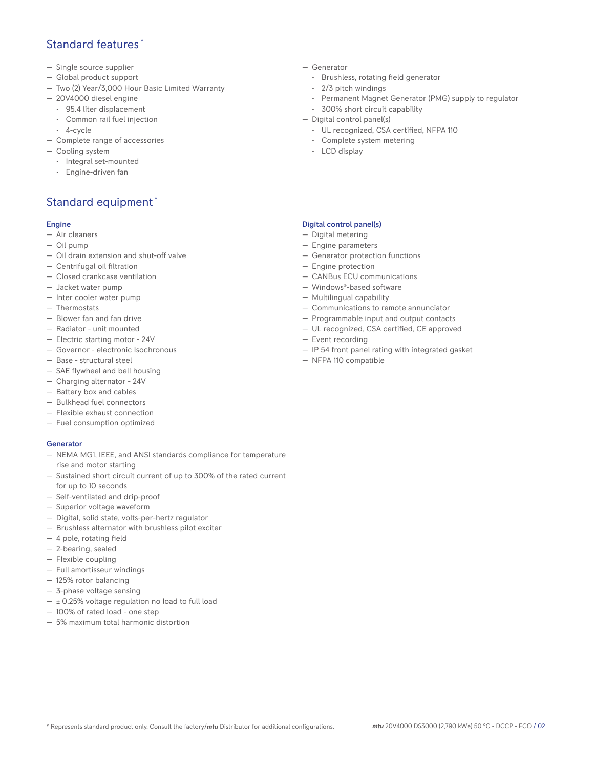## Standard features *

- Single source supplier
- Global product support
- Two (2) Year/3,000 Hour Basic Limited Warranty
- 20V4000 diesel engine
  - 95.4 liter displacement
  - Common rail fuel injection
  - 4-cycle
- Complete range of accessories
- Cooling system
  - Integral set-mounted
  - Engine-driven fan
- Generator
  - Brushless, rotating field generator
  - 2/3 pitch windings
  - Permanent Magnet Generator (PMG) supply to regulator
  - 300% short circuit capability
- Digital control panel(s)
  - UL recognized, CSA certified, NFPA 110
  - Complete system metering
  - LCD display

## Standard equipment *

### Engine

- Air cleaners
- Oil pump
- Oil drain extension and shut-off valve
- Centrifugal oil filtration
- Closed crankcase ventilation
- Jacket water pump
- Inter cooler water pump
- Thermostats
- Blower fan and fan drive
- Radiator - unit mounted
- Electric starting motor - 24V
- Governor - electronic Isochronous
- Base - structural steel
- SAE flywheel and bell housing
- Charging alternator - 24V
- Battery box and cables
- Bulkhead fuel connectors
- Flexible exhaust connection
- Fuel consumption optimized

### Generator

- NEMA MG1, IEEE, and ANSI standards compliance for temperature rise and motor starting
- Sustained short circuit current of up to 300% of the rated current for up to 10 seconds
- Self-ventilated and drip-proof
- Superior voltage waveform
- Digital, solid state, volts-per-hertz regulator
- Brushless alternator with brushless pilot exciter
- 4 pole, rotating field
- 2-bearing, sealed
- Flexible coupling
- Full amortisseur windings
- 125% rotor balancing
- 3-phase voltage sensing
- ± 0.25% voltage regulation no load to full load
- 100% of rated load - one step
- 5% maximum total harmonic distortion

### Digital control panel(s)

- Digital metering
- Engine parameters
- Generator protection functions
- Engine protection
- CANBus ECU communications
- Windows®-based software
- Multilingual capability
- Communications to remote annunciator
- Programmable input and output contacts
- UL recognized, CSA certified, CE approved
- Event recording
- IP 54 front panel rating with integrated gasket
- NFPA 110 compatible

* Represents standard product only. Consult the factory/*mtu* Distributor for additional configurations.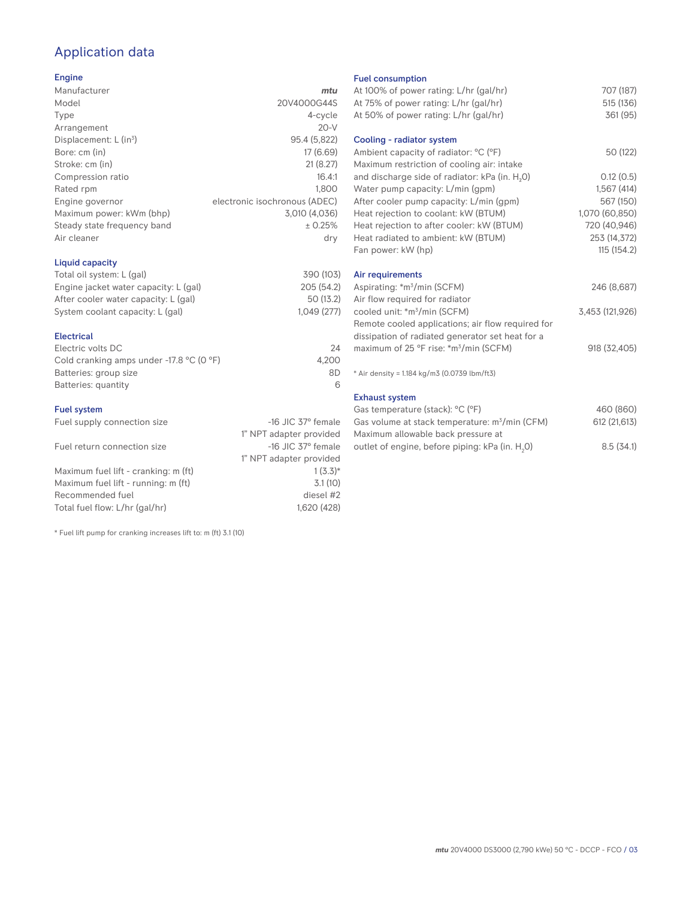# Application data

## Engine

| | |
|---|---|
| Manufacturer | *mtu* |
| Model | 20V4000G44S |
| Type | 4-cycle |
| Arrangement | 20-V |
| Displacement: L (in³) | 95.4 (5,822) |
| Bore: cm (in) | 17 (6.69) |
| Stroke: cm (in) | 21 (8.27) |
| Compression ratio | 16.4:1 |
| Rated rpm | 1,800 |
| Engine governor | electronic isochronous (ADEC) |
| Maximum power: kWm (bhp) | 3,010 (4,036) |
| Steady state frequency band | ± 0.25% |
| Air cleaner | dry |

## Liquid capacity

| | |
|---|---|
| Total oil system: L (gal) | 390 (103) |
| Engine jacket water capacity: L (gal) | 205 (54.2) |
| After cooler water capacity: L (gal) | 50 (13.2) |
| System coolant capacity: L (gal) | 1,049 (277) |

## Electrical

| | |
|---|---|
| Electric volts DC | 24 |
| Cold cranking amps under -17.8 °C (0 °F) | 4,200 |
| Batteries: group size | 8D |
| Batteries: quantity | 6 |

## Fuel system

| | |
|---|---|
| Fuel supply connection size | -16 JIC 37° female 1" NPT adapter provided |
| Fuel return connection size | -16 JIC 37° female 1" NPT adapter provided |
| Maximum fuel lift - cranking: m (ft) | 1 (3.3)* |
| Maximum fuel lift - running: m (ft) | 3.1 (10) |
| Recommended fuel | diesel #2 |
| Total fuel flow: L/hr (gal/hr) | 1,620 (428) |

* Fuel lift pump for cranking increases lift to: m (ft) 3.1 (10)

## Fuel consumption

| | |
|---|---|
| At 100% of power rating: L/hr (gal/hr) | 707 (187) |
| At 75% of power rating: L/hr (gal/hr) | 515 (136) |
| At 50% of power rating: L/hr (gal/hr) | 361 (95) |

## Cooling - radiator system

| | |
|---|---|
| Ambient capacity of radiator: °C (°F) | 50 (122) |
| Maximum restriction of cooling air: intake and discharge side of radiator: kPa (in. $H_2O$) | 0.12 (0.5) |
| Water pump capacity: L/min (gpm) | 1,567 (414) |
| After cooler pump capacity: L/min (gpm) | 567 (150) |
| Heat rejection to coolant: kW (BTUM) | 1,070 (60,850) |
| Heat rejection to after cooler: kW (BTUM) | 720 (40,946) |
| Heat radiated to ambient: kW (BTUM) | 253 (14,372) |
| Fan power: kW (hp) | 115 (154.2) |

## Air requirements

| | |
|---|---|
| Aspirating: *m³/min (SCFM) | 246 (8,687) |
| Air flow required for radiator cooled unit: *m³/min (SCFM) | 3,453 (121,926) |
| Remote cooled applications; air flow required for dissipation of radiated generator set heat for a maximum of 25 °F rise: *m³/min (SCFM) | 918 (32,405) |

* Air density = 1.184 kg/m3 (0.0739 lbm/ft3)

## Exhaust system

| | |
|---|---|
| Gas temperature (stack): °C (°F) | 460 (860) |
| Gas volume at stack temperature: m³/min (CFM) | 612 (21,613) |
| Maximum allowable back pressure at outlet of engine, before piping: kPa (in. $H_2O$) | 8.5 (34.1) |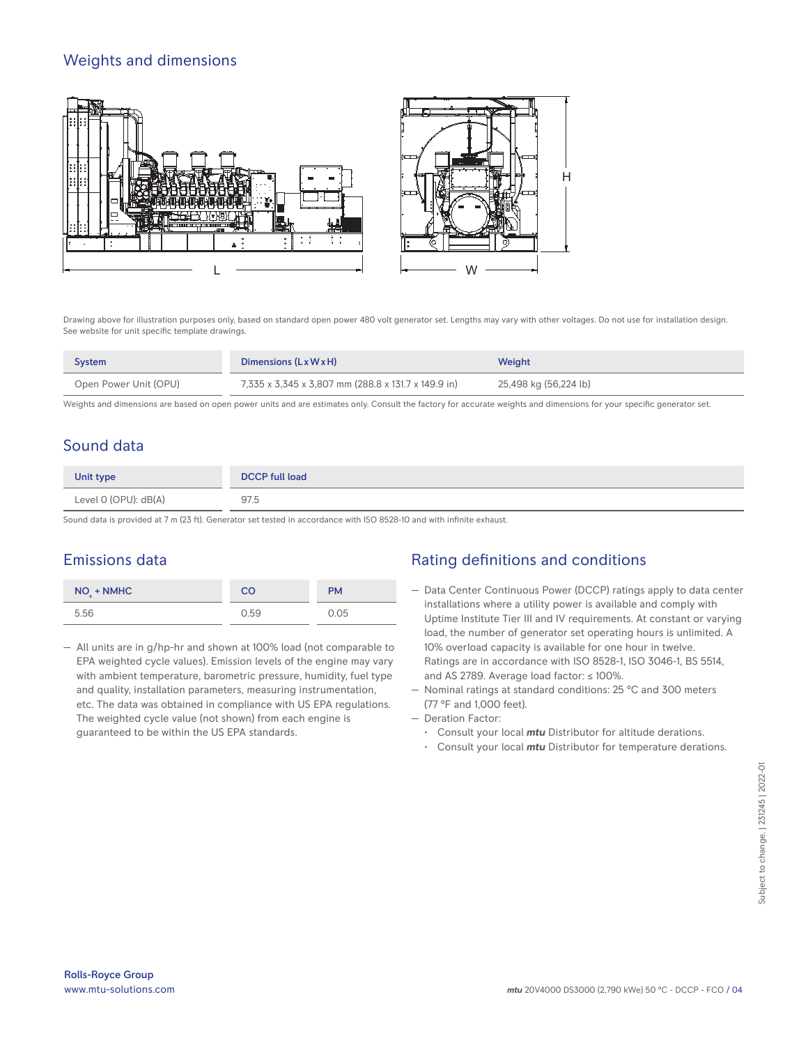## Weights and dimensions

L

W

H

Drawing above for illustration purposes only, based on standard open power 480 volt generator set. Lengths may vary with other voltages. Do not use for installation design. See website for unit specific template drawings.

| System | Dimensions (L x W x H) | Weight |
|---|---|---|
| Open Power Unit (OPU) | 7,335 x 3,345 x 3,807 mm (288.8 x 131.7 x 149.9 in) | 25,498 kg (56,224 lb) |

Weights and dimensions are based on open power units and are estimates only. Consult the factory for accurate weights and dimensions for your specific generator set.

## Sound data

| Unit type | DCCP full load |
|---|---|
| Level 0 (OPU): dB(A) | 97.5 |

Sound data is provided at 7 m (23 ft). Generator set tested in accordance with ISO 8528-10 and with infinite exhaust.

## Emissions data

| $NO_x$ + NMHC | CO | PM |
|---|---|---|
| 5.56 | 0.59 | 0.05 |

— All units are in g/hp-hr and shown at 100% load (not comparable to EPA weighted cycle values). Emission levels of the engine may vary with ambient temperature, barometric pressure, humidity, fuel type and quality, installation parameters, measuring instrumentation, etc. The data was obtained in compliance with US EPA regulations. The weighted cycle value (not shown) from each engine is guaranteed to be within the US EPA standards.

## Rating definitions and conditions

— Data Center Continuous Power (DCCP) ratings apply to data center installations where a utility power is available and comply with Uptime Institute Tier III and IV requirements. At constant or varying load, the number of generator set operating hours is unlimited. A 10% overload capacity is available for one hour in twelve. Ratings are in accordance with ISO 8528-1, ISO 3046-1, BS 5514, and AS 2789. Average load factor: ≤ 100%.

— Nominal ratings at standard conditions: 25 °C and 300 meters (77 °F and 1,000 feet).

— Deration Factor:
- Consult your local ***mtu*** Distributor for altitude derations.
- Consult your local ***mtu*** Distributor for temperature derations.

Subject to change. | 231245 | 2022-01

**Rolls-Royce Group**
www.mtu-solutions.com